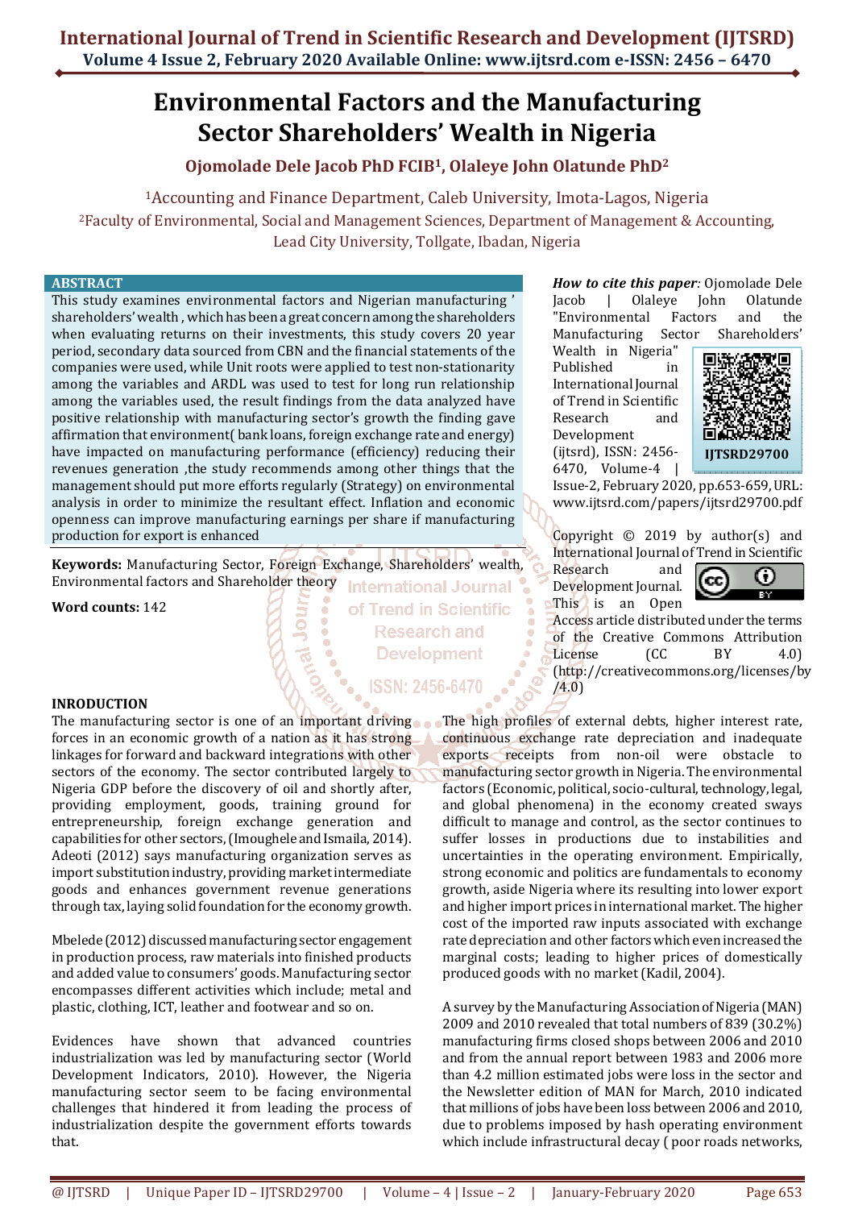# Environmental Factors and the Manufacturing Sector Shareholders' Wealth in Nigeria

**Ojomolade Dele Jacob PhD FCIB[1], Olaleye John Olatunde PhD[2]**

[1]Accounting and Finance Department, Caleb University, Imota-Lagos, Nigeria

[2]Faculty of Environmental, Social and Management Sciences, Department of Management & Accounting, Lead City University, Tollgate, Ibadan, Nigeria

## ABSTRACT

This study examines environmental factors and Nigerian manufacturing ' shareholders' wealth , which has been a great concern among the shareholders when evaluating returns on their investments, this study covers 20 year period, secondary data sourced from CBN and the financial statements of the companies were used, while Unit roots were applied to test non-stationarity among the variables and ARDL was used to test for long run relationship among the variables used, the result findings from the data analyzed have positive relationship with manufacturing sector's growth the finding gave affirmation that environment( bank loans, foreign exchange rate and energy) have impacted on manufacturing performance (efficiency) reducing their revenues generation ,the study recommends among other things that the management should put more efforts regularly (Strategy) on environmental analysis in order to minimize the resultant effect. Inflation and economic openness can improve manufacturing earnings per share if manufacturing production for export is enhanced

**Keywords:** Manufacturing Sector, Foreign Exchange, Shareholders' wealth, Environmental factors and Shareholder theory

**Word counts:** 142

*How to cite this paper:* Ojomolade Dele Jacob | Olaleye John Olatunde "Environmental Factors and the Manufacturing Sector Shareholders' Wealth in Nigeria" Published in International Journal of Trend in Scientific Research and Development (ijtsrd), ISSN: 2456-6470, Volume-4 | Issue-2, February 2020, pp.653-659, URL: www.ijtsrd.com/papers/ijtsrd29700.pdf

IJTSRD29700

Copyright © 2019 by author(s) and International Journal of Trend in Scientific Research and Development Journal. This is an Open Access article distributed under the terms of the Creative Commons Attribution License (CC BY 4.0) (http://creativecommons.org/licenses/by/4.0)

## INRODUCTION

The manufacturing sector is one of an important driving forces in an economic growth of a nation as it has strong linkages for forward and backward integrations with other sectors of the economy. The sector contributed largely to Nigeria GDP before the discovery of oil and shortly after, providing employment, goods, training ground for entrepreneurship, foreign exchange generation and capabilities for other sectors, (Imoughele and Ismaila, 2014). Adeoti (2012) says manufacturing organization serves as import substitution industry, providing market intermediate goods and enhances government revenue generations through tax, laying solid foundation for the economy growth.

Mbelede (2012) discussed manufacturing sector engagement in production process, raw materials into finished products and added value to consumers' goods. Manufacturing sector encompasses different activities which include; metal and plastic, clothing, ICT, leather and footwear and so on.

Evidences have shown that advanced countries industrialization was led by manufacturing sector (World Development Indicators, 2010). However, the Nigeria manufacturing sector seem to be facing environmental challenges that hindered it from leading the process of industrialization despite the government efforts towards that.

The high profiles of external debts, higher interest rate, continuous exchange rate depreciation and inadequate exports receipts from non-oil were obstacle to manufacturing sector growth in Nigeria. The environmental factors (Economic, political, socio-cultural, technology, legal, and global phenomena) in the economy created sways difficult to manage and control, as the sector continues to suffer losses in productions due to instabilities and uncertainties in the operating environment. Empirically, strong economic and politics are fundamentals to economy growth, aside Nigeria where its resulting into lower export and higher import prices in international market. The higher cost of the imported raw inputs associated with exchange rate depreciation and other factors which even increased the marginal costs; leading to higher prices of domestically produced goods with no market (Kadil, 2004).

A survey by the Manufacturing Association of Nigeria (MAN) 2009 and 2010 revealed that total numbers of 839 (30.2%) manufacturing firms closed shops between 2006 and 2010 and from the annual report between 1983 and 2006 more than 4.2 million estimated jobs were loss in the sector and the Newsletter edition of MAN for March, 2010 indicated that millions of jobs have been loss between 2006 and 2010, due to problems imposed by hash operating environment which include infrastructural decay ( poor roads networks,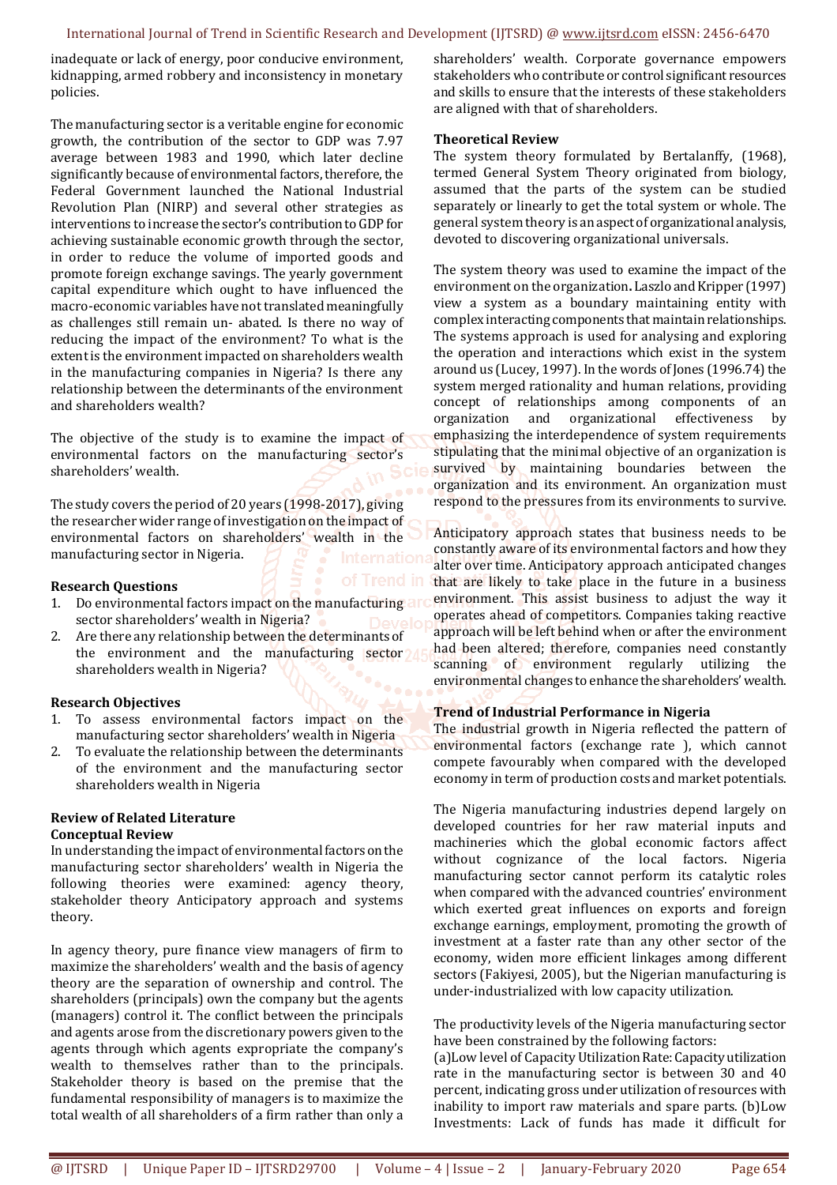inadequate or lack of energy, poor conducive environment, kidnapping, armed robbery and inconsistency in monetary policies.

The manufacturing sector is a veritable engine for economic growth, the contribution of the sector to GDP was 7.97 average between 1983 and 1990, which later decline significantly because of environmental factors, therefore, the Federal Government launched the National Industrial Revolution Plan (NIRP) and several other strategies as interventions to increase the sector's contribution to GDP for achieving sustainable economic growth through the sector, in order to reduce the volume of imported goods and promote foreign exchange savings. The yearly government capital expenditure which ought to have influenced the macro-economic variables have not translated meaningfully as challenges still remain un- abated. Is there no way of reducing the impact of the environment? To what is the extent is the environment impacted on shareholders wealth in the manufacturing companies in Nigeria? Is there any relationship between the determinants of the environment and shareholders wealth?

The objective of the study is to examine the impact of environmental factors on the manufacturing sector's shareholders' wealth.

The study covers the period of 20 years (1998-2017), giving the researcher wider range of investigation on the impact of environmental factors on shareholders' wealth in the manufacturing sector in Nigeria.

**Research Questions**

1. Do environmental factors impact on the manufacturing sector shareholders' wealth in Nigeria?
2. Are there any relationship between the determinants of the environment and the manufacturing sector shareholders wealth in Nigeria?

**Research Objectives**

1. To assess environmental factors impact on the manufacturing sector shareholders' wealth in Nigeria
2. To evaluate the relationship between the determinants of the environment and the manufacturing sector shareholders wealth in Nigeria

## Review of Related Literature

### Conceptual Review

In understanding the impact of environmental factors on the manufacturing sector shareholders' wealth in Nigeria the following theories were examined: agency theory, stakeholder theory Anticipatory approach and systems theory.

In agency theory, pure finance view managers of firm to maximize the shareholders' wealth and the basis of agency theory are the separation of ownership and control. The shareholders (principals) own the company but the agents (managers) control it. The conflict between the principals and agents arose from the discretionary powers given to the agents through which agents expropriate the company's wealth to themselves rather than to the principals. Stakeholder theory is based on the premise that the fundamental responsibility of managers is to maximize the total wealth of all shareholders of a firm rather than only a shareholders' wealth. Corporate governance empowers stakeholders who contribute or control significant resources and skills to ensure that the interests of these stakeholders are aligned with that of shareholders.

### Theoretical Review

The system theory formulated by Bertalanffy, (1968), termed General System Theory originated from biology, assumed that the parts of the system can be studied separately or linearly to get the total system or whole. The general system theory is an aspect of organizational analysis, devoted to discovering organizational universals.

The system theory was used to examine the impact of the environment on the organization**.** Laszlo and Kripper (1997) view a system as a boundary maintaining entity with complex interacting components that maintain relationships. The systems approach is used for analysing and exploring the operation and interactions which exist in the system around us (Lucey, 1997). In the words of Jones (1996.74) the system merged rationality and human relations, providing concept of relationships among components of an organization and organizational effectiveness by emphasizing the interdependence of system requirements stipulating that the minimal objective of an organization is survived by maintaining boundaries between the organization and its environment. An organization must respond to the pressures from its environments to survive.

Anticipatory approach states that business needs to be constantly aware of its environmental factors and how they alter over time. Anticipatory approach anticipated changes that are likely to take place in the future in a business environment. This assist business to adjust the way it operates ahead of competitors. Companies taking reactive approach will be left behind when or after the environment had been altered; therefore, companies need constantly scanning of environment regularly utilizing the environmental changes to enhance the shareholders' wealth.

### Trend of Industrial Performance in Nigeria

The industrial growth in Nigeria reflected the pattern of environmental factors (exchange rate ), which cannot compete favourably when compared with the developed economy in term of production costs and market potentials.

The Nigeria manufacturing industries depend largely on developed countries for her raw material inputs and machineries which the global economic factors affect without cognizance of the local factors. Nigeria manufacturing sector cannot perform its catalytic roles when compared with the advanced countries' environment which exerted great influences on exports and foreign exchange earnings, employment, promoting the growth of investment at a faster rate than any other sector of the economy, widen more efficient linkages among different sectors (Fakiyesi, 2005), but the Nigerian manufacturing is under-industrialized with low capacity utilization.

The productivity levels of the Nigeria manufacturing sector have been constrained by the following factors:

(a)Low level of Capacity Utilization Rate: Capacity utilization rate in the manufacturing sector is between 30 and 40 percent, indicating gross under utilization of resources with inability to import raw materials and spare parts. (b)Low Investments: Lack of funds has made it difficult for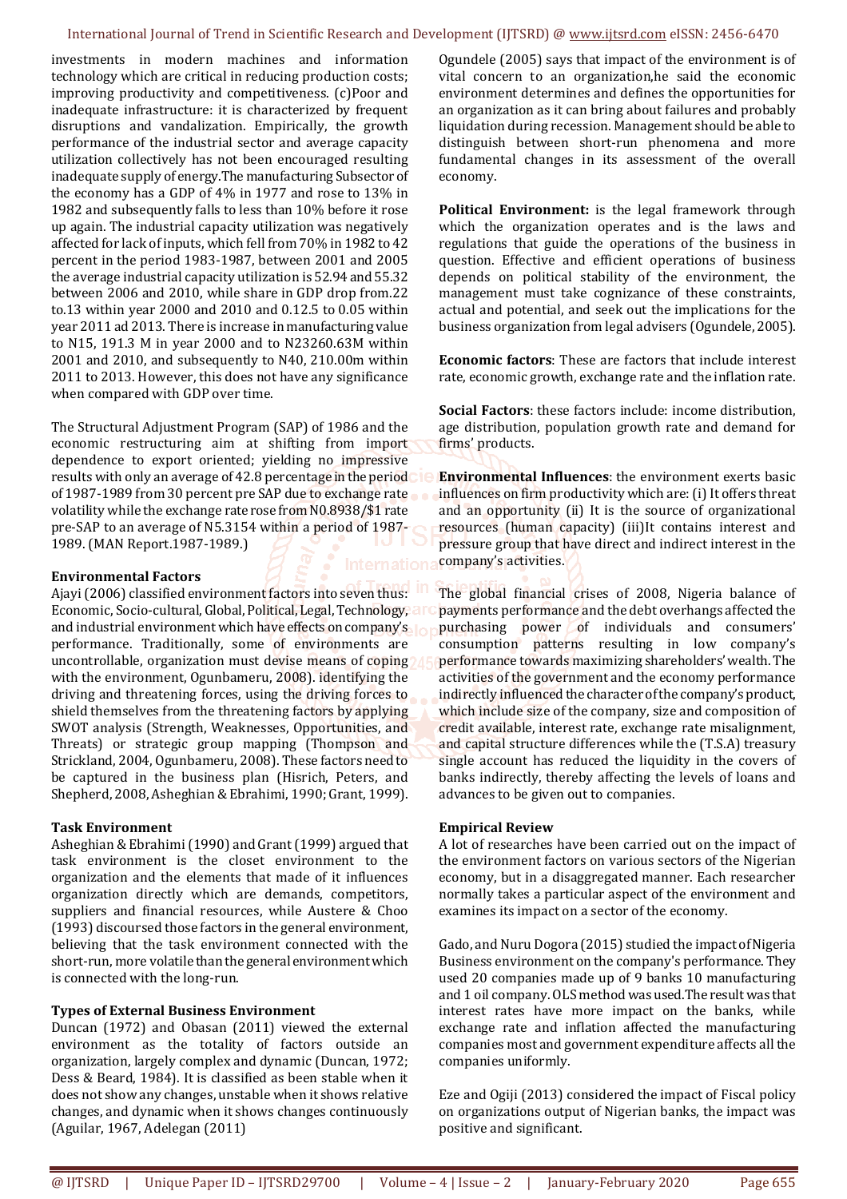investments in modern machines and information technology which are critical in reducing production costs; improving productivity and competitiveness. (c)Poor and inadequate infrastructure: it is characterized by frequent disruptions and vandalization. Empirically, the growth performance of the industrial sector and average capacity utilization collectively has not been encouraged resulting inadequate supply of energy.The manufacturing Subsector of the economy has a GDP of 4% in 1977 and rose to 13% in 1982 and subsequently falls to less than 10% before it rose up again. The industrial capacity utilization was negatively affected for lack of inputs, which fell from 70% in 1982 to 42 percent in the period 1983-1987, between 2001 and 2005 the average industrial capacity utilization is 52.94 and 55.32 between 2006 and 2010, while share in GDP drop from.22 to.13 within year 2000 and 2010 and 0.12.5 to 0.05 within year 2011 ad 2013. There is increase in manufacturing value to N15, 191.3 M in year 2000 and to N23260.63M within 2001 and 2010, and subsequently to N40, 210.00m within 2011 to 2013. However, this does not have any significance when compared with GDP over time.

The Structural Adjustment Program (SAP) of 1986 and the economic restructuring aim at shifting from import dependence to export oriented; yielding no impressive results with only an average of 42.8 percentage in the period of 1987-1989 from 30 percent pre SAP due to exchange rate volatility while the exchange rate rose from N0.8938/$1 rate pre-SAP to an average of N5.3154 within a period of 1987-1989. (MAN Report.1987-1989.)

### Environmental Factors

Ajayi (2006) classified environment factors into seven thus: Economic, Socio-cultural, Global, Political, Legal, Technology, and industrial environment which have effects on company's performance. Traditionally, some of environments are uncontrollable, organization must devise means of coping with the environment, Ogunbameru, 2008). identifying the driving and threatening forces, using the driving forces to shield themselves from the threatening factors by applying SWOT analysis (Strength, Weaknesses, Opportunities, and Threats) or strategic group mapping (Thompson and Strickland, 2004, Ogunbameru, 2008). These factors need to be captured in the business plan (Hisrich, Peters, and Shepherd, 2008, Asheghian & Ebrahimi, 1990; Grant, 1999).

### Task Environment

Asheghian & Ebrahimi (1990) and Grant (1999) argued that task environment is the closet environment to the organization and the elements that made of it influences organization directly which are demands, competitors, suppliers and financial resources, while Austere & Choo (1993) discoursed those factors in the general environment, believing that the task environment connected with the short-run, more volatile than the general environment which is connected with the long-run.

### Types of External Business Environment

Duncan (1972) and Obasan (2011) viewed the external environment as the totality of factors outside an organization, largely complex and dynamic (Duncan, 1972; Dess & Beard, 1984). It is classified as been stable when it does not show any changes, unstable when it shows relative changes, and dynamic when it shows changes continuously (Aguilar, 1967, Adelegan (2011)

Ogundele (2005) says that impact of the environment is of vital concern to an organization,he said the economic environment determines and defines the opportunities for an organization as it can bring about failures and probably liquidation during recession. Management should be able to distinguish between short-run phenomena and more fundamental changes in its assessment of the overall economy.

**Political Environment:** is the legal framework through which the organization operates and is the laws and regulations that guide the operations of the business in question. Effective and efficient operations of business depends on political stability of the environment, the management must take cognizance of these constraints, actual and potential, and seek out the implications for the business organization from legal advisers (Ogundele, 2005).

**Economic factors**: These are factors that include interest rate, economic growth, exchange rate and the inflation rate.

**Social Factors**: these factors include: income distribution, age distribution, population growth rate and demand for firms' products.

**Environmental Influences**: the environment exerts basic influences on firm productivity which are: (i) It offers threat and an opportunity (ii) It is the source of organizational resources (human capacity) (iii)It contains interest and pressure group that have direct and indirect interest in the company's activities.

The global financial crises of 2008, Nigeria balance of payments performance and the debt overhangs affected the purchasing power of individuals and consumers' consumption patterns resulting in low company's performance towards maximizing shareholders' wealth. The activities of the government and the economy performance indirectly influenced the character of the company's product, which include size of the company, size and composition of credit available, interest rate, exchange rate misalignment, and capital structure differences while the (T.S.A) treasury single account has reduced the liquidity in the covers of banks indirectly, thereby affecting the levels of loans and advances to be given out to companies.

### Empirical Review

A lot of researches have been carried out on the impact of the environment factors on various sectors of the Nigerian economy, but in a disaggregated manner. Each researcher normally takes a particular aspect of the environment and examines its impact on a sector of the economy.

Gado, and Nuru Dogora (2015) studied the impact of Nigeria Business environment on the company's performance. They used 20 companies made up of 9 banks 10 manufacturing and 1 oil company. OLS method was used.The result was that interest rates have more impact on the banks, while exchange rate and inflation affected the manufacturing companies most and government expenditure affects all the companies uniformly.

Eze and Ogiji (2013) considered the impact of Fiscal policy on organizations output of Nigerian banks, the impact was positive and significant.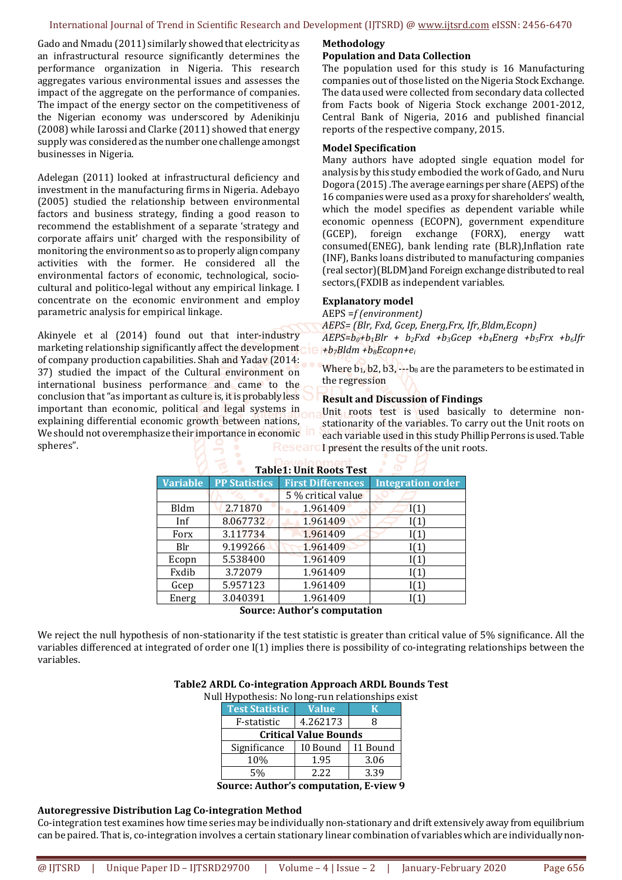Gado and Nmadu (2011) similarly showed that electricity as an infrastructural resource significantly determines the performance organization in Nigeria. This research aggregates various environmental issues and assesses the impact of the aggregate on the performance of companies. The impact of the energy sector on the competitiveness of the Nigerian economy was underscored by Adenikinju (2008) while Iarossi and Clarke (2011) showed that energy supply was considered as the number one challenge amongst businesses in Nigeria.

Adelegan (2011) looked at infrastructural deficiency and investment in the manufacturing firms in Nigeria. Adebayo (2005) studied the relationship between environmental factors and business strategy, finding a good reason to recommend the establishment of a separate 'strategy and corporate affairs unit' charged with the responsibility of monitoring the environment so as to properly align company activities with the former. He considered all the environmental factors of economic, technological, socio-cultural and politico-legal without any empirical linkage. I concentrate on the economic environment and employ parametric analysis for empirical linkage.

Akinyele et al (2014) found out that inter-industry marketing relationship significantly affect the development of company production capabilities. Shah and Yadav (2014: 37) studied the impact of the Cultural environment on international business performance and came to the conclusion that "as important as culture is, it is probably less important than economic, political and legal systems in explaining differential economic growth between nations, We should not overemphasize their importance in economic spheres".

**Methodology**

**Population and Data Collection**

The population used for this study is 16 Manufacturing companies out of those listed on the Nigeria Stock Exchange. The data used were collected from secondary data collected from Facts book of Nigeria Stock exchange 2001-2012, Central Bank of Nigeria, 2016 and published financial reports of the respective company, 2015.

**Model Specification**

Many authors have adopted single equation model for analysis by this study embodied the work of Gado, and Nuru Dogora (2015) .The average earnings per share (AEPS) of the 16 companies were used as a proxy for shareholders' wealth, which the model specifies as dependent variable while economic openness (ECOPN), government expenditure (GCEP), foreign exchange (FORX), energy watt consumed(ENEG), bank lending rate (BLR),Inflation rate (INF), Banks loans distributed to manufacturing companies (real sector)(BLDM)and Foreign exchange distributed to real sectors,(FXDIB as independent variables.

**Explanatory model**

AEPS =*f (environment)*

*AEPS= (Blr, Fxd, Gcep, Energ,Frx, Ifr,,Bldm,Ecopn)*

$AEPS=b_0+b_1Blr + b_2Fxd + b_3Gcep + b_4Energ + b_5Frx + b_6Ifr + b_7Bldm + b_8Ecopn+e_i$

Where $b_1$, b2, b3, ---$b_8$ are the parameters to be estimated in the regression

**Result and Discussion of Findings**

Unit roots test is used basically to determine non-stationarity of the variables. To carry out the Unit roots on each variable used in this study Phillip Perrons is used. Table I present the results of the unit roots.

**Table1: Unit Roots Test**

| Variable | PP Statistics | First Differences | Integration order |
|---|---|---|---|
| | | 5 % critical value | |
| Bldm | 2.71870 | 1.961409 | I(1) |
| Inf | 8.067732 | 1.961409 | I(1) |
| Forx | 3.117734 | 1.961409 | I(1) |
| Blr | 9.199266 | 1.961409 | I(1) |
| Ecopn | 5.538400 | 1.961409 | I(1) |
| Fxdib | 3.72079 | 1.961409 | I(1) |
| Gcep | 5.957123 | 1.961409 | I(1) |
| Energ | 3.040391 | 1.961409 | I(1) |

**Source: Author's computation**

We reject the null hypothesis of non-stationarity if the test statistic is greater than critical value of 5% significance. All the variables differenced at integrated of order one I(1) implies there is possibility of co-integrating relationships between the variables.

**Table2 ARDL Co-integration Approach ARDL Bounds Test**

Null Hypothesis: No long-run relationships exist

| Test Statistic | Value | K |
|---|---|---|
| F-statistic | 4.262173 | 8 |
| **Critical Value Bounds** | | |
| Significance | I0 Bound | I1 Bound |
| 10% | 1.95 | 3.06 |
| 5% | 2.22 | 3.39 |

**Source: Author's computation, E-view 9**

**Autoregressive Distribution Lag Co-integration Method**

Co-integration test examines how time series may be individually non-stationary and drift extensively away from equilibrium can be paired. That is, co-integration involves a certain stationary linear combination of variables which are individually non-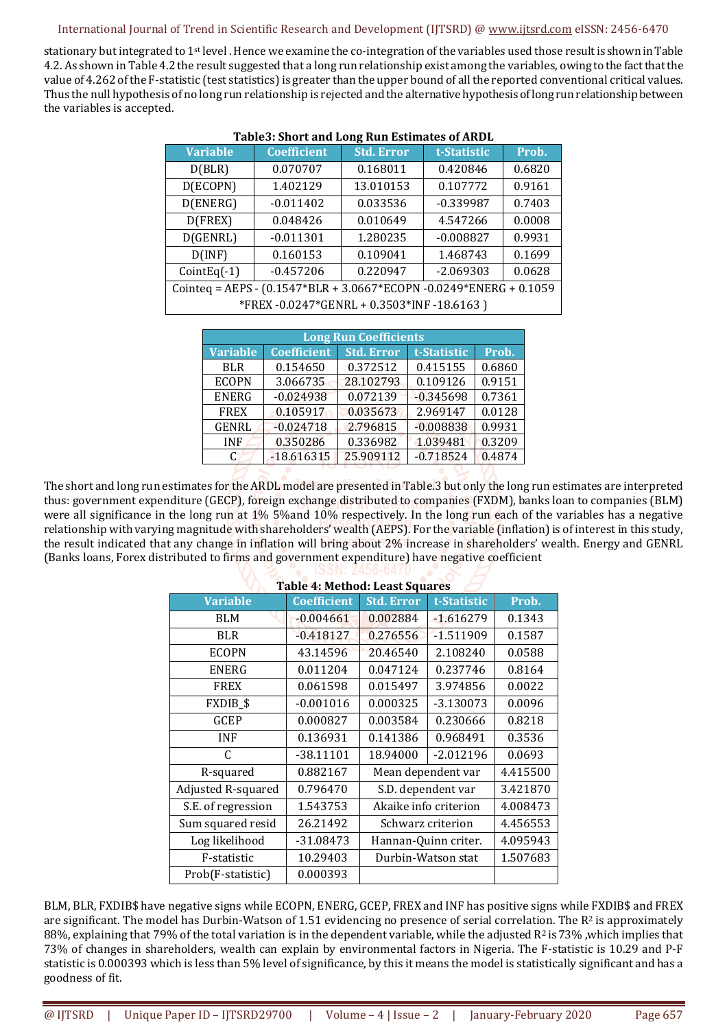stationary but integrated to 1st level . Hence we examine the co-integration of the variables used those result is shown in Table 4.2. As shown in Table 4.2 the result suggested that a long run relationship exist among the variables, owing to the fact that the value of 4.262 of the F-statistic (test statistics) is greater than the upper bound of all the reported conventional critical values. Thus the null hypothesis of no long run relationship is rejected and the alternative hypothesis of long run relationship between the variables is accepted.

**Table3: Short and Long Run Estimates of ARDL**

| Variable | Coefficient | Std. Error | t-Statistic | Prob. |
|---|---|---|---|---|
| D(BLR) | 0.070707 | 0.168011 | 0.420846 | 0.6820 |
| D(ECOPN) | 1.402129 | 13.010153 | 0.107772 | 0.9161 |
| D(ENERG) | -0.011402 | 0.033536 | -0.339987 | 0.7403 |
| D(FREX) | 0.048426 | 0.010649 | 4.547266 | 0.0008 |
| D(GENRL) | -0.011301 | 1.280235 | -0.008827 | 0.9931 |
| D(INF) | 0.160153 | 0.109041 | 1.468743 | 0.1699 |
| CointEq(-1) | -0.457206 | 0.220947 | -2.069303 | 0.0628 |
| Cointeq = AEPS - (0.1547*BLR + 3.0667*ECOPN -0.0249*ENERG + 0.1059 *FREX -0.0247*GENRL + 0.3503*INF -18.6163 ) | | | | |

**Long Run Coefficients**

| Variable | Coefficient | Std. Error | t-Statistic | Prob. |
|---|---|---|---|---|
| BLR | 0.154650 | 0.372512 | 0.415155 | 0.6860 |
| ECOPN | 3.066735 | 28.102793 | 0.109126 | 0.9151 |
| ENERG | -0.024938 | 0.072139 | -0.345698 | 0.7361 |
| FREX | 0.105917 | 0.035673 | 2.969147 | 0.0128 |
| GENRL | -0.024718 | 2.796815 | -0.008838 | 0.9931 |
| INF | 0.350286 | 0.336982 | 1.039481 | 0.3209 |
| C | -18.616315 | 25.909112 | -0.718524 | 0.4874 |

The short and long run estimates for the ARDL model are presented in Table.3 but only the long run estimates are interpreted thus: government expenditure (GECP), foreign exchange distributed to companies (FXDM), banks loan to companies (BLM) were all significance in the long run at 1% 5%and 10% respectively. In the long run each of the variables has a negative relationship with varying magnitude with shareholders' wealth (AEPS). For the variable (inflation) is of interest in this study, the result indicated that any change in inflation will bring about 2% increase in shareholders' wealth. Energy and GENRL (Banks loans, Forex distributed to firms and government expenditure) have negative coefficient

**Table 4: Method: Least Squares**

| Variable | Coefficient | Std. Error | t-Statistic | Prob. |
|---|---|---|---|---|
| BLM | -0.004661 | 0.002884 | -1.616279 | 0.1343 |
| BLR | -0.418127 | 0.276556 | -1.511909 | 0.1587 |
| ECOPN | 43.14596 | 20.46540 | 2.108240 | 0.0588 |
| ENERG | 0.011204 | 0.047124 | 0.237746 | 0.8164 |
| FREX | 0.061598 | 0.015497 | 3.974856 | 0.0022 |
| FXDIB_$ | -0.001016 | 0.000325 | -3.130073 | 0.0096 |
| GCEP | 0.000827 | 0.003584 | 0.230666 | 0.8218 |
| INF | 0.136931 | 0.141386 | 0.968491 | 0.3536 |
| C | -38.11101 | 18.94000 | -2.012196 | 0.0693 |
| R-squared | 0.882167 | Mean dependent var | | 4.415500 |
| Adjusted R-squared | 0.796470 | S.D. dependent var | | 3.421870 |
| S.E. of regression | 1.543753 | Akaike info criterion | | 4.008473 |
| Sum squared resid | 26.21492 | Schwarz criterion | | 4.456553 |
| Log likelihood | -31.08473 | Hannan-Quinn criter. | | 4.095943 |
| F-statistic | 10.29403 | Durbin-Watson stat | | 1.507683 |
| Prob(F-statistic) | 0.000393 | | | |

BLM, BLR, FXDIB$ have negative signs while ECOPN, ENERG, GCEP, FREX and INF has positive signs while FXDIB$ and FREX are significant. The model has Durbin-Watson of 1.51 evidencing no presence of serial correlation. The $R^2$ is approximately 88%, explaining that 79% of the total variation is in the dependent variable, while the adjusted $R^2$ is 73% ,which implies that 73% of changes in shareholders, wealth can explain by environmental factors in Nigeria. The F-statistic is 10.29 and P-F statistic is 0.000393 which is less than 5% level of significance, by this it means the model is statistically significant and has a goodness of fit.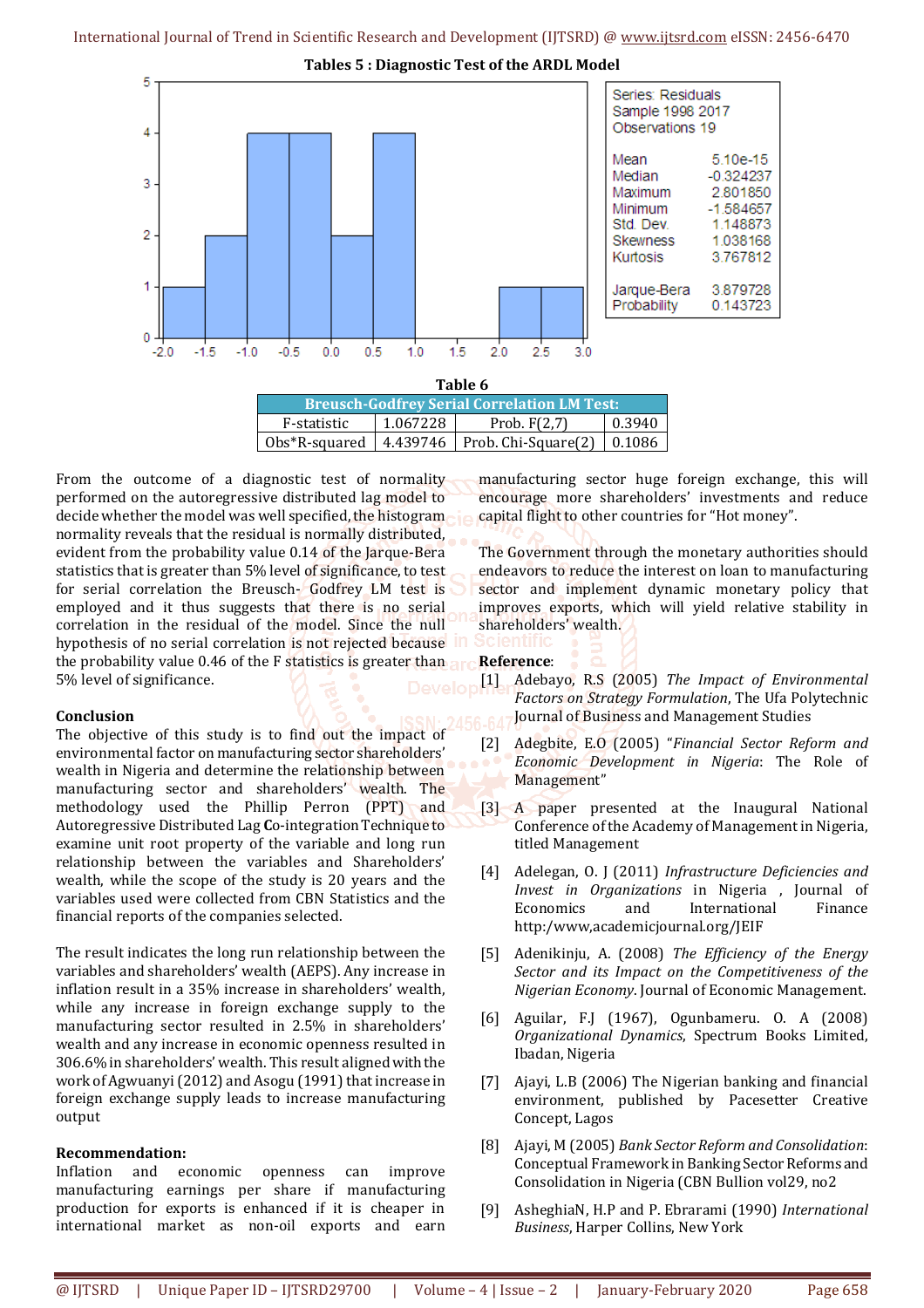**Tables 5 : Diagnostic Test of the ARDL Model**

| Series: Residuals | |
|---|---|
| Sample 1998 2017 | |
| Observations 19 | |
| Mean | 5.10e-15 |
| Median | -0.324237 |
| Maximum | 2.801850 |
| Minimum | -1.584657 |
| Std. Dev. | 1.148873 |
| Skewness | 1.038168 |
| Kurtosis | 3.767812 |
| Jarque-Bera | 3.879728 |
| Probability | 0.143723 |

**Table 6**

| Breusch-Godfrey Serial Correlation LM Test: | | | |
|---|---|---|---|
| F-statistic | 1.067228 | Prob. F(2,7) | 0.3940 |
| Obs*R-squared | 4.439746 | Prob. Chi-Square(2) | 0.1086 |

From the outcome of a diagnostic test of normality performed on the autoregressive distributed lag model to decide whether the model was well specified, the histogram normality reveals that the residual is normally distributed, evident from the probability value 0.14 of the Jarque-Bera statistics that is greater than 5% level of significance, to test for serial correlation the Breusch- Godfrey LM test is employed and it thus suggests that there is no serial correlation in the residual of the model. Since the null hypothesis of no serial correlation is not rejected because the probability value 0.46 of the F statistics is greater than 5% level of significance.

## Conclusion

The objective of this study is to find out the impact of environmental factor on manufacturing sector shareholders' wealth in Nigeria and determine the relationship between manufacturing sector and shareholders' wealth. The methodology used the Phillip Perron (PPT) and Autoregressive Distributed Lag **C**o-integration Technique to examine unit root property of the variable and long run relationship between the variables and Shareholders' wealth, while the scope of the study is 20 years and the variables used were collected from CBN Statistics and the financial reports of the companies selected.

The result indicates the long run relationship between the variables and shareholders' wealth (AEPS). Any increase in inflation result in a 35% increase in shareholders' wealth, while any increase in foreign exchange supply to the manufacturing sector resulted in 2.5% in shareholders' wealth and any increase in economic openness resulted in 306.6% in shareholders' wealth. This result aligned with the work of Agwuanyi (2012) and Asogu (1991) that increase in foreign exchange supply leads to increase manufacturing output

## Recommendation:

Inflation and economic openness can improve manufacturing earnings per share if manufacturing production for exports is enhanced if it is cheaper in international market as non-oil exports and earn manufacturing sector huge foreign exchange, this will encourage more shareholders' investments and reduce capital flight to other countries for "Hot money".

The Government through the monetary authorities should endeavors to reduce the interest on loan to manufacturing sector and implement dynamic monetary policy that improves exports, which will yield relative stability in shareholders' wealth.

## Reference:

[1] Adebayo, R.S (2005) *The Impact of Environmental Factors on Strategy Formulation*, The Ufa Polytechnic Journal of Business and Management Studies

[2] Adegbite, E.O (2005) "*Financial Sector Reform and Economic Development in Nigeria*: The Role of Management"

[3] A paper presented at the Inaugural National Conference of the Academy of Management in Nigeria, titled Management

[4] Adelegan, O. J (2011) *Infrastructure Deficiencies and Invest in Organizations* in Nigeria , Journal of Economics and International Finance http:/www,academicjournal.org/JEIF

[5] Adenikinju, A. (2008) *The Efficiency of the Energy Sector and its Impact on the Competitiveness of the Nigerian Economy*. Journal of Economic Management.

[6] Aguilar, F.J (1967), Ogunbameru. O. A (2008) *Organizational Dynamics*, Spectrum Books Limited, Ibadan, Nigeria

[7] Ajayi, L.B (2006) The Nigerian banking and financial environment, published by Pacesetter Creative Concept, Lagos

[8] Ajayi, M (2005) *Bank Sector Reform and Consolidation*: Conceptual Framework in Banking Sector Reforms and Consolidation in Nigeria (CBN Bullion vol29, no2

[9] AsheghiaN, H.P and P. Ebrarami (1990) *International Business*, Harper Collins, New York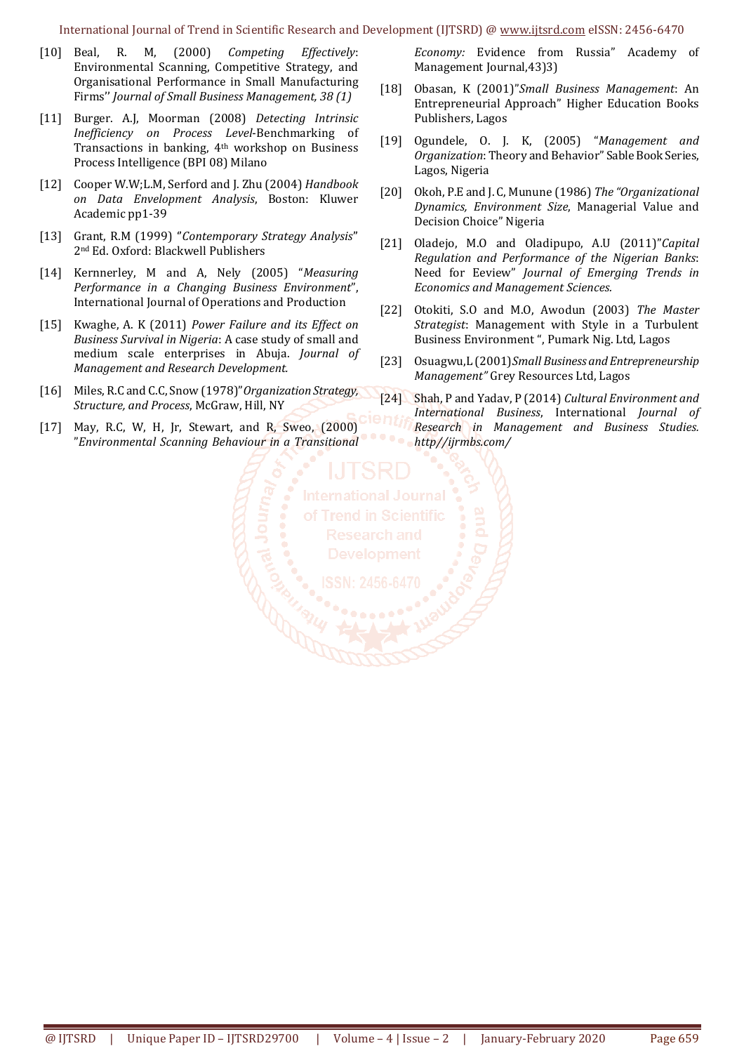[10] Beal, R. M, (2000) *Competing Effectively*: Environmental Scanning, Competitive Strategy, and Organisational Performance in Small Manufacturing Firms'' *Journal of Small Business Management, 38 (1)*

[11] Burger. A.J, Moorman (2008) *Detecting Intrinsic Inefficiency on Process Level*-Benchmarking of Transactions in banking, 4th workshop on Business Process Intelligence (BPI 08) Milano

[12] Cooper W.W;L.M, Serford and J. Zhu (2004) *Handbook on Data Envelopment Analysis*, Boston: Kluwer Academic pp1-39

[13] Grant, R.M (1999) "*Contemporary Strategy Analysis*" 2nd Ed. Oxford: Blackwell Publishers

[14] Kernnerley, M and A, Nely (2005) "*Measuring Performance in a Changing Business Environment*", International Journal of Operations and Production

[15] Kwaghe, A. K (2011) *Power Failure and its Effect on Business Survival in Nigeria*: A case study of small and medium scale enterprises in Abuja. *Journal of Management and Research Development.*

[16] Miles, R.C and C.C, Snow (1978)"*Organization Strategy, Structure, and Process*, McGraw, Hill, NY

[17] May, R.C, W, H, Jr, Stewart, and R, Sweo, (2000) "*Environmental Scanning Behaviour in a Transitional Economy:* Evidence from Russia" Academy of Management Journal,43)3)

[18] Obasan, K (2001)"*Small Business Management*: An Entrepreneurial Approach" Higher Education Books Publishers, Lagos

[19] Ogundele, O. J. K, (2005) "*Management and Organization*: Theory and Behavior" Sable Book Series, Lagos, Nigeria

[20] Okoh, P.E and J. C, Munune (1986) *The "Organizational Dynamics, Environment Size*, Managerial Value and Decision Choice" Nigeria

[21] Oladejo, M.O and Oladipupo, A.U (2011)"*Capital Regulation and Performance of the Nigerian Banks*: Need for Eeview" *Journal of Emerging Trends in Economics and Management Sciences.*

[22] Otokiti, S.O and M.O, Awodun (2003) *The Master Strategist*: Management with Style in a Turbulent Business Environment ", Pumark Nig. Ltd, Lagos

[23] Osuagwu,L (2001)*Small Business and Entrepreneurship Management"* Grey Resources Ltd, Lagos

[24] Shah, P and Yadav, P (2014) *Cultural Environment and International Business*, International *Journal of Research in Management and Business Studies. http//ijrmbs.com/*